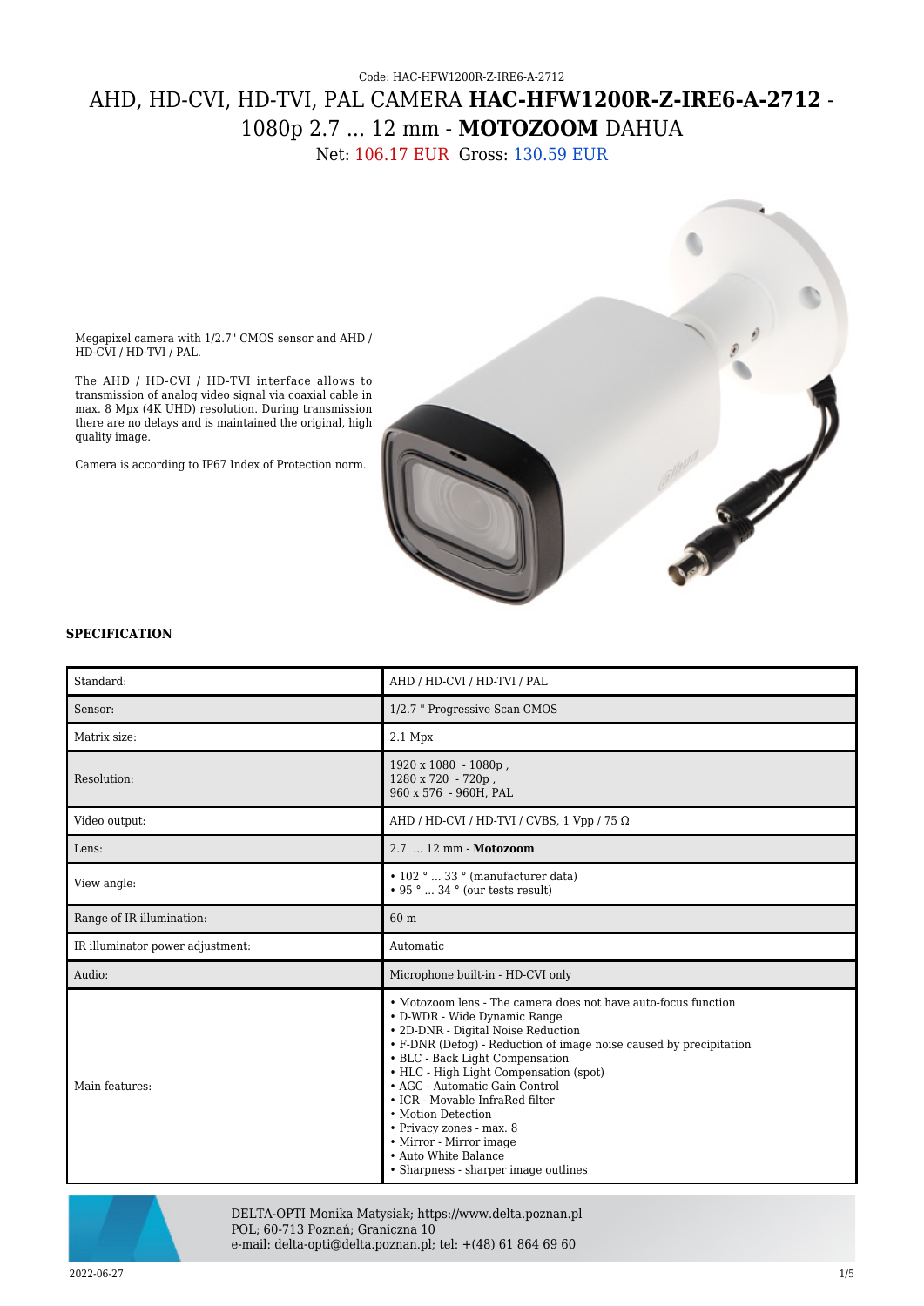Code: HAC-HFW1200R-Z-IRE6-A-2712

# AHD, HD-CVI, HD-TVI, PAL CAMERA **HAC-HFW1200R-Z-IRE6-A-2712** - 1080p 2.7 ... 12 mm - **MOTOZOOM** DAHUA

Net: 106.17 EUR Gross: 130.59 EUR

Megapixel camera with 1/2.7" CMOS sensor and AHD / HD-CVI / HD-TVI / PAL.

The AHD / HD-CVI / HD-TVI interface allows to transmission of analog video signal via coaxial cable in max. 8 Mpx (4K UHD) resolution. During transmission there are no delays and is maintained the original, high quality image.

Camera is according to IP67 Index of Protection norm.

**SPECIFICATION**

| | |
|---|---|
| Standard: | AHD / HD-CVI / HD-TVI / PAL |
| Sensor: | 1/2.7 " Progressive Scan CMOS |
| Matrix size: | 2.1 Mpx |
| Resolution: | 1920 x 1080 - 1080p ,<br>1280 x 720 - 720p ,<br>960 x 576 - 960H, PAL |
| Video output: | AHD / HD-CVI / HD-TVI / CVBS, 1 Vpp / 75 Ω |
| Lens: | 2.7 ... 12 mm - **Motozoom** |
| View angle: | • 102 ° ... 33 ° (manufacturer data)<br>• 95 ° ... 34 ° (our tests result) |
| Range of IR illumination: | 60 m |
| IR illuminator power adjustment: | Automatic |
| Audio: | Microphone built-in - HD-CVI only |
| Main features: | • Motozoom lens - The camera does not have auto-focus function<br>• D-WDR - Wide Dynamic Range<br>• 2D-DNR - Digital Noise Reduction<br>• F-DNR (Defog) - Reduction of image noise caused by precipitation<br>• BLC - Back Light Compensation<br>• HLC - High Light Compensation (spot)<br>• AGC - Automatic Gain Control<br>• ICR - Movable InfraRed filter<br>• Motion Detection<br>• Privacy zones - max. 8<br>• Mirror - Mirror image<br>• Auto White Balance<br>• Sharpness - sharper image outlines |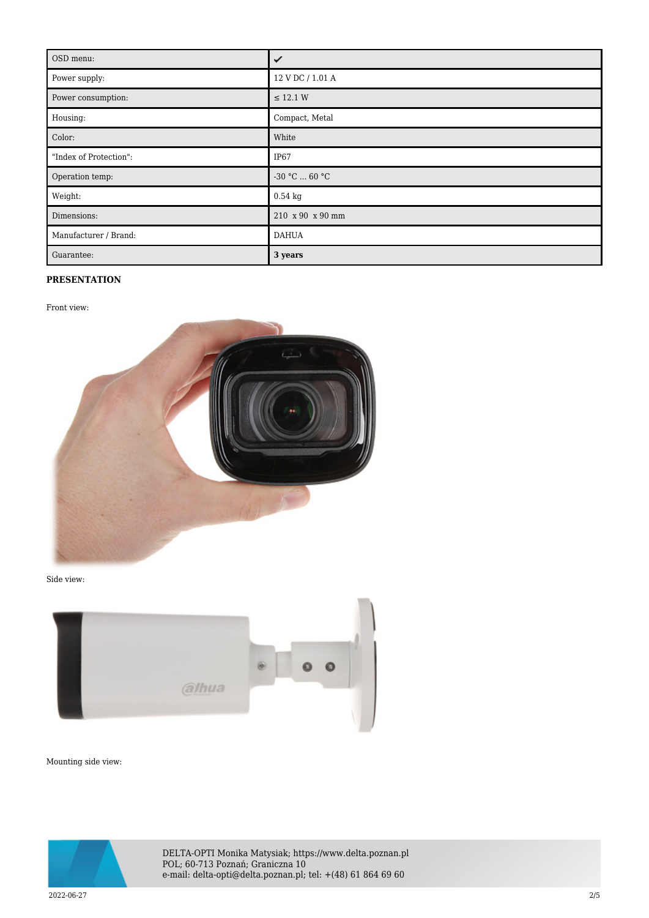| OSD menu: | ✔ |
| --- | --- |
| Power supply: | 12 V DC / 1.01 A |
| Power consumption: | ≤ 12.1 W |
| Housing: | Compact, Metal |
| Color: | White |
| "Index of Protection": | IP67 |
| Operation temp: | -30 °C ... 60 °C |
| Weight: | 0.54 kg |
| Dimensions: | 210 x 90 x 90 mm |
| Manufacturer / Brand: | DAHUA |
| Guarantee: | **3 years** |

**PRESENTATION**

Front view:

Side view:

Mounting side view:

DELTA-OPTI Monika Matysiak; https://www.delta.poznan.pl
POL; 60-713 Poznań; Graniczna 10
e-mail: delta-opti@delta.poznan.pl; tel: +(48) 61 864 69 60

2022-06-27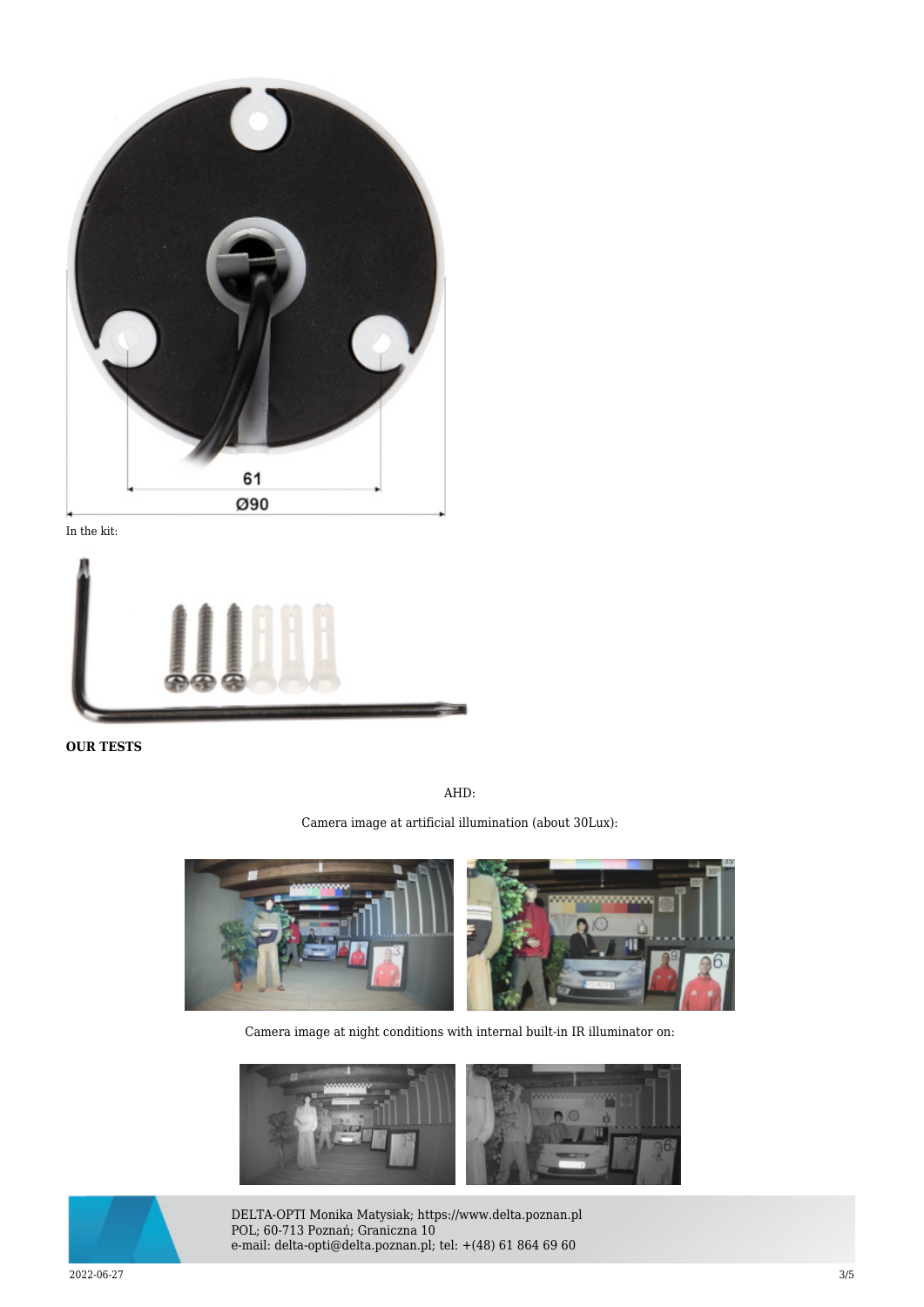61

Ø90

In the kit:

**OUR TESTS**

AHD:

Camera image at artificial illumination (about 30Lux):

Camera image at night conditions with internal built-in IR illuminator on: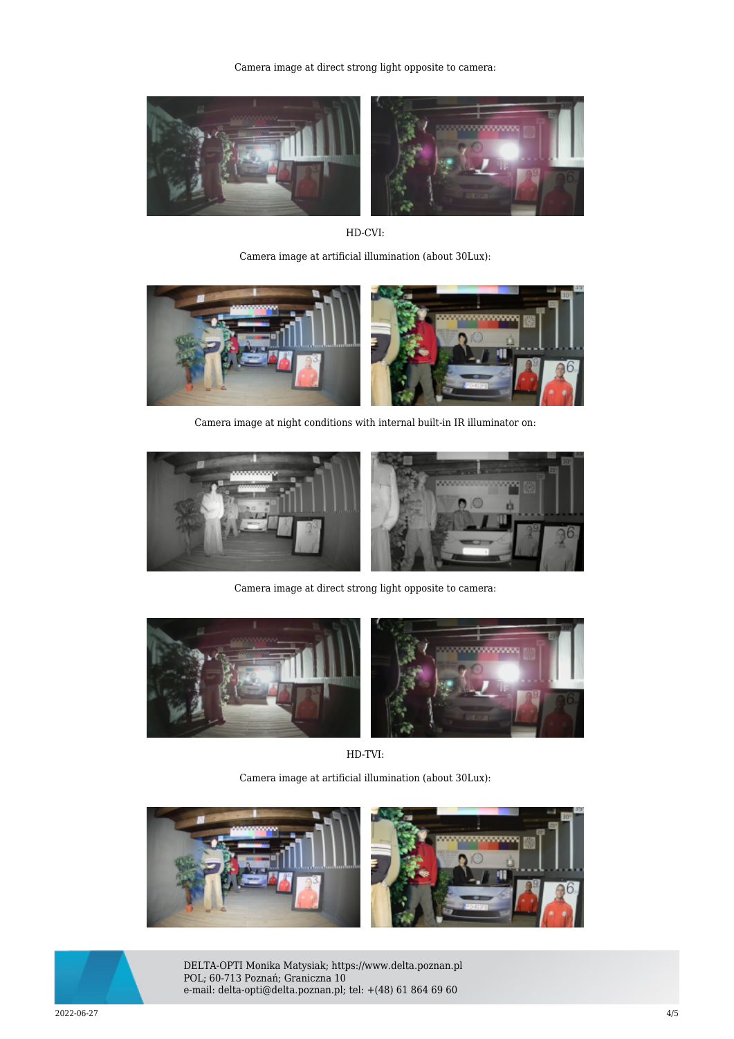Camera image at direct strong light opposite to camera:

HD-CVI:

Camera image at artificial illumination (about 30Lux):

Camera image at night conditions with internal built-in IR illuminator on:

Camera image at direct strong light opposite to camera:

HD-TVI:

Camera image at artificial illumination (about 30Lux):

DELTA-OPTI Monika Matysiak; https://www.delta.poznan.pl
POL; 60-713 Poznań; Graniczna 10
e-mail: delta-opti@delta.poznan.pl; tel: +(48) 61 864 69 60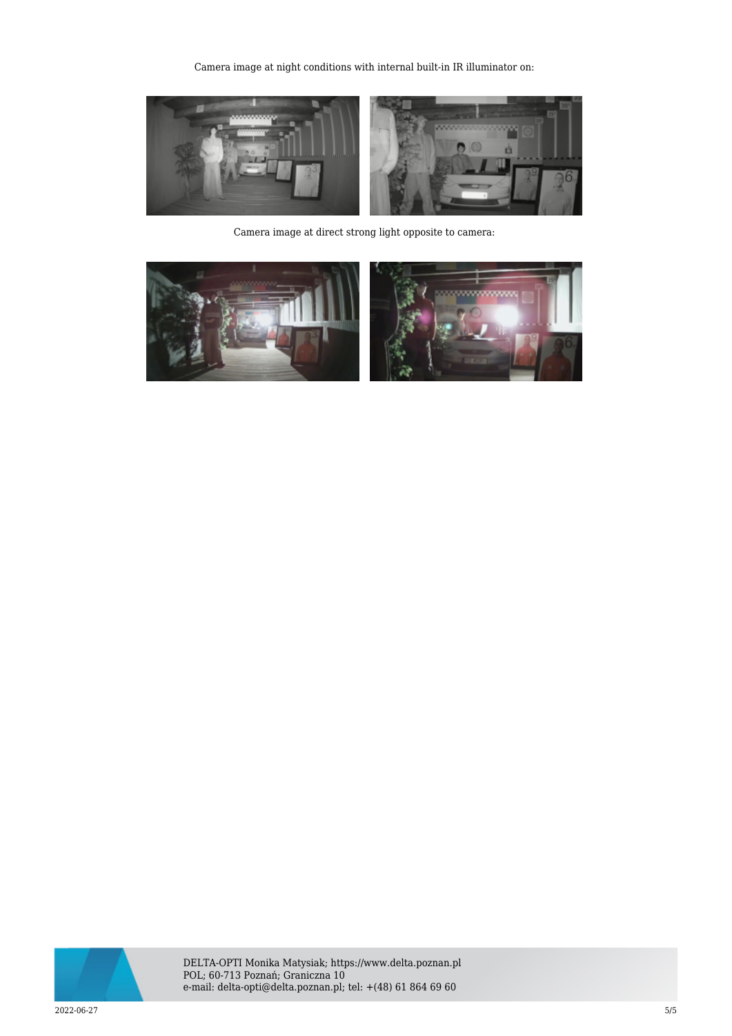Camera image at night conditions with internal built-in IR illuminator on:

Camera image at direct strong light opposite to camera: